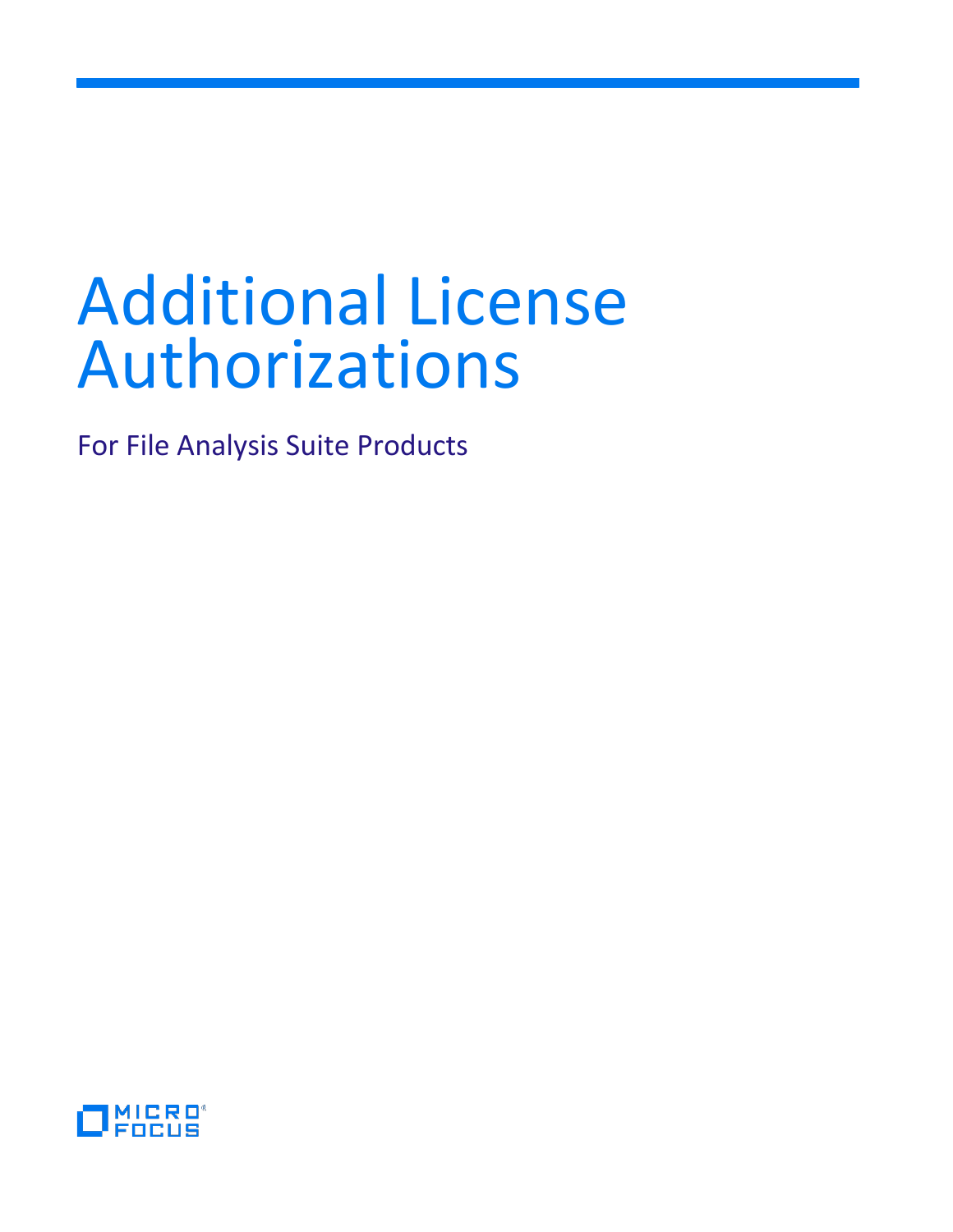# Additional License Authorizations

For File Analysis Suite Products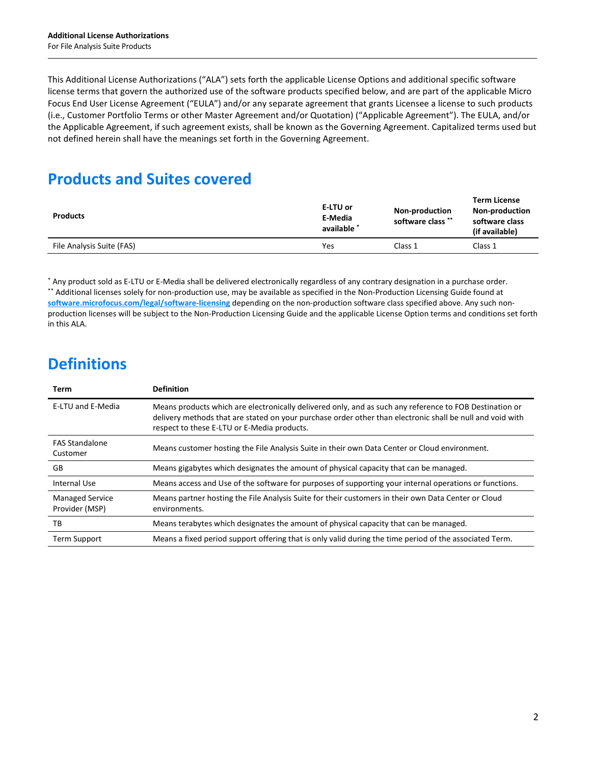This Additional License Authorizations (“ALA”) sets forth the applicable License Options and additional specific software license terms that govern the authorized use of the software products specified below, and are part of the applicable Micro Focus End User License Agreement (“EULA”) and/or any separate agreement that grants Licensee a license to such products (i.e., Customer Portfolio Terms or other Master Agreement and/or Quotation) (“Applicable Agreement”). The EULA, and/or the Applicable Agreement, if such agreement exists, shall be known as the Governing Agreement. Capitalized terms used but not defined herein shall have the meanings set forth in the Governing Agreement.

# Products and Suites covered

| Products | E-LTU or E-Media available * | Non-production software class ** | Term License Non-production software class (if available) |
|---|---|---|---|
| File Analysis Suite (FAS) | Yes | Class 1 | Class 1 |

* Any product sold as E-LTU or E-Media shall be delivered electronically regardless of any contrary designation in a purchase order.
** Additional licenses solely for non-production use, may be available as specified in the Non-Production Licensing Guide found at **software.microfocus.com/legal/software-licensing** depending on the non-production software class specified above. Any such non-production licenses will be subject to the Non-Production Licensing Guide and the applicable License Option terms and conditions set forth in this ALA.

# Definitions

| Term | Definition |
|---|---|
| E-LTU and E-Media | Means products which are electronically delivered only, and as such any reference to FOB Destination or delivery methods that are stated on your purchase order other than electronic shall be null and void with respect to these E-LTU or E-Media products. |
| FAS Standalone Customer | Means customer hosting the File Analysis Suite in their own Data Center or Cloud environment. |
| GB | Means gigabytes which designates the amount of physical capacity that can be managed. |
| Internal Use | Means access and Use of the software for purposes of supporting your internal operations or functions. |
| Managed Service Provider (MSP) | Means partner hosting the File Analysis Suite for their customers in their own Data Center or Cloud environments. |
| TB | Means terabytes which designates the amount of physical capacity that can be managed. |
| Term Support | Means a fixed period support offering that is only valid during the time period of the associated Term. |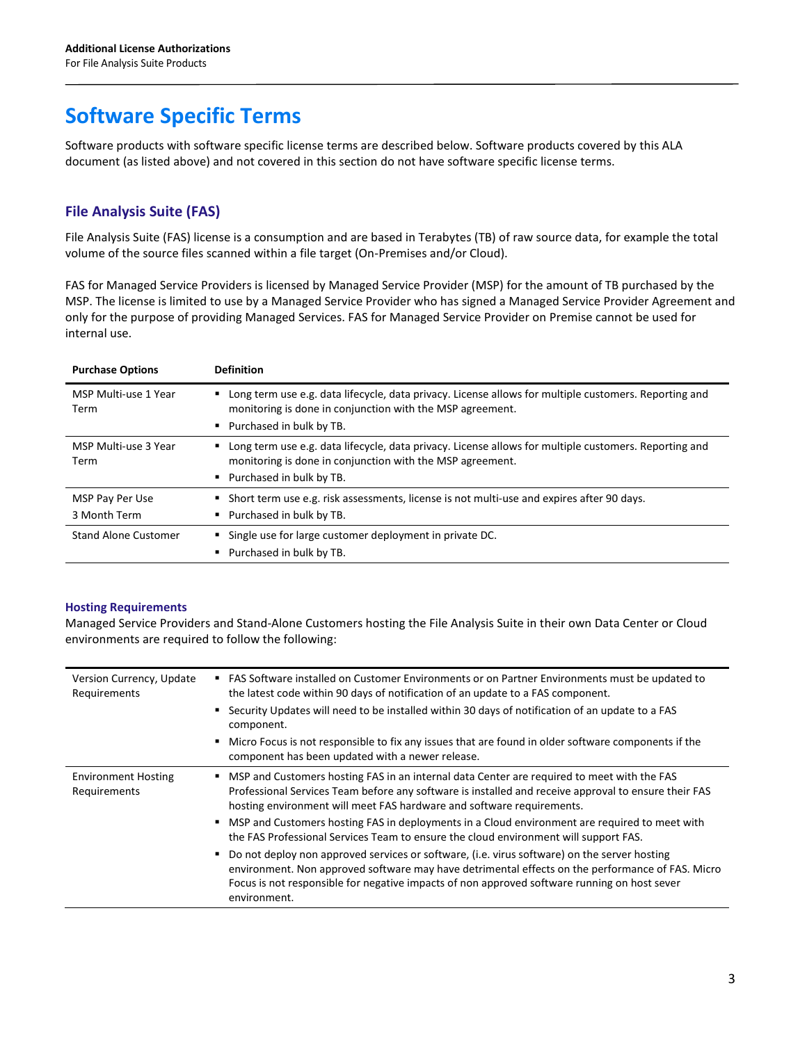# Software Specific Terms

Software products with software specific license terms are described below. Software products covered by this ALA document (as listed above) and not covered in this section do not have software specific license terms.

## File Analysis Suite (FAS)

File Analysis Suite (FAS) license is a consumption and are based in Terabytes (TB) of raw source data, for example the total volume of the source files scanned within a file target (On-Premises and/or Cloud).

FAS for Managed Service Providers is licensed by Managed Service Provider (MSP) for the amount of TB purchased by the MSP. The license is limited to use by a Managed Service Provider who has signed a Managed Service Provider Agreement and only for the purpose of providing Managed Services. FAS for Managed Service Provider on Premise cannot be used for internal use.

| Purchase Options | Definition |
|---|---|
| MSP Multi-use 1 Year Term | ▪ Long term use e.g. data lifecycle, data privacy. License allows for multiple customers. Reporting and monitoring is done in conjunction with the MSP agreement.<br>▪ Purchased in bulk by TB. |
| MSP Multi-use 3 Year Term | ▪ Long term use e.g. data lifecycle, data privacy. License allows for multiple customers. Reporting and monitoring is done in conjunction with the MSP agreement.<br>▪ Purchased in bulk by TB. |
| MSP Pay Per Use<br>3 Month Term | ▪ Short term use e.g. risk assessments, license is not multi-use and expires after 90 days.<br>▪ Purchased in bulk by TB. |
| Stand Alone Customer | ▪ Single use for large customer deployment in private DC.<br>▪ Purchased in bulk by TB. |

### Hosting Requirements

Managed Service Providers and Stand-Alone Customers hosting the File Analysis Suite in their own Data Center or Cloud environments are required to follow the following:

| | |
|---|---|
| Version Currency, Update Requirements | ▪ FAS Software installed on Customer Environments or on Partner Environments must be updated to the latest code within 90 days of notification of an update to a FAS component.<br>▪ Security Updates will need to be installed within 30 days of notification of an update to a FAS component.<br>▪ Micro Focus is not responsible to fix any issues that are found in older software components if the component has been updated with a newer release. |
| Environment Hosting Requirements | ▪ MSP and Customers hosting FAS in an internal data Center are required to meet with the FAS Professional Services Team before any software is installed and receive approval to ensure their FAS hosting environment will meet FAS hardware and software requirements.<br>▪ MSP and Customers hosting FAS in deployments in a Cloud environment are required to meet with the FAS Professional Services Team to ensure the cloud environment will support FAS.<br>▪ Do not deploy non approved services or software, (i.e. virus software) on the server hosting environment. Non approved software may have detrimental effects on the performance of FAS. Micro Focus is not responsible for negative impacts of non approved software running on host sever environment. |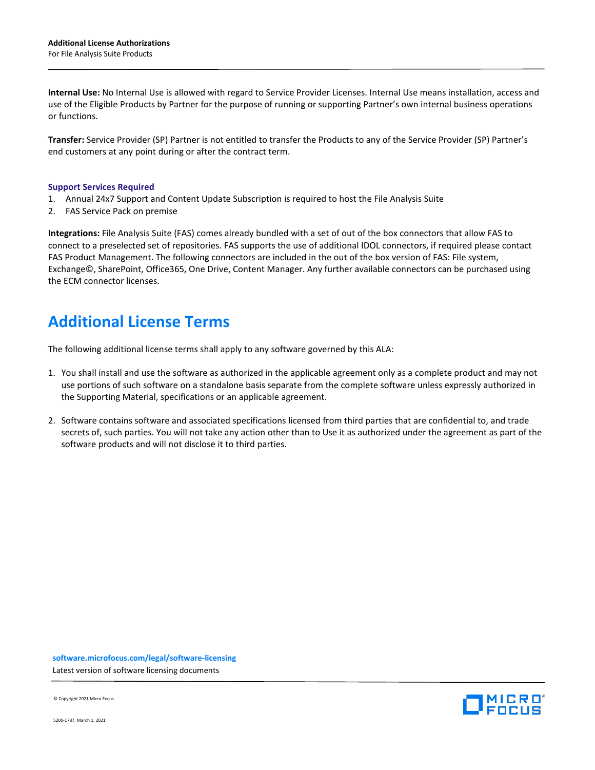**Internal Use:** No Internal Use is allowed with regard to Service Provider Licenses. Internal Use means installation, access and use of the Eligible Products by Partner for the purpose of running or supporting Partner's own internal business operations or functions.

**Transfer:** Service Provider (SP) Partner is not entitled to transfer the Products to any of the Service Provider (SP) Partner's end customers at any point during or after the contract term.

### Support Services Required

1. Annual 24x7 Support and Content Update Subscription is required to host the File Analysis Suite
2. FAS Service Pack on premise

**Integrations:** File Analysis Suite (FAS) comes already bundled with a set of out of the box connectors that allow FAS to connect to a preselected set of repositories. FAS supports the use of additional IDOL connectors, if required please contact FAS Product Management. The following connectors are included in the out of the box version of FAS: File system, Exchange©, SharePoint, Office365, One Drive, Content Manager. Any further available connectors can be purchased using the ECM connector licenses.

# Additional License Terms

The following additional license terms shall apply to any software governed by this ALA:

1. You shall install and use the software as authorized in the applicable agreement only as a complete product and may not use portions of such software on a standalone basis separate from the complete software unless expressly authorized in the Supporting Material, specifications or an applicable agreement.

2. Software contains software and associated specifications licensed from third parties that are confidential to, and trade secrets of, such parties. You will not take any action other than to Use it as authorized under the agreement as part of the software products and will not disclose it to third parties.

**software.microfocus.com/legal/software-licensing**
Latest version of software licensing documents

© Copyright 2021 Micro Focus.

5200-1787, March 1, 2021